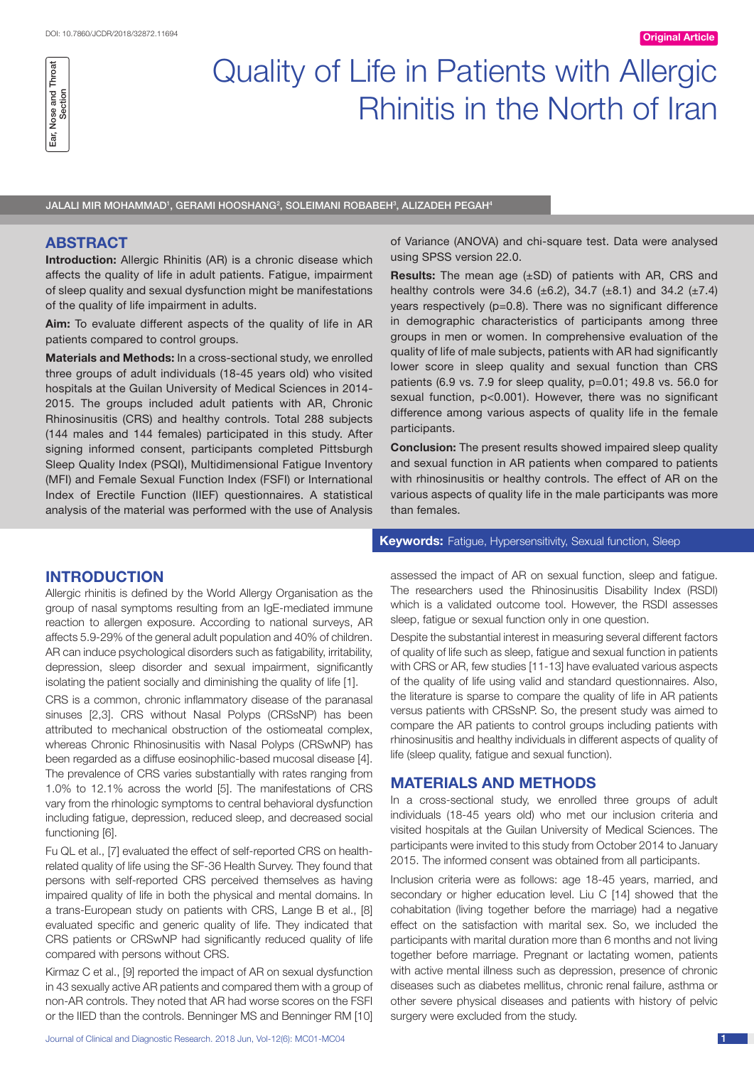# Quality of Life in Patients with Allergic Rhinitis in the North of Iran

JALALI MIR MOHAMMAD[1], GERAMI HOOSHANG[2], SOLEIMANI ROBABEH[3], ALIZADEH PEGAH[4]

## ABSTRACT

**Introduction:** Allergic Rhinitis (AR) is a chronic disease which affects the quality of life in adult patients. Fatigue, impairment of sleep quality and sexual dysfunction might be manifestations of the quality of life impairment in adults.

**Aim:** To evaluate different aspects of the quality of life in AR patients compared to control groups.

**Materials and Methods:** In a cross-sectional study, we enrolled three groups of adult individuals (18-45 years old) who visited hospitals at the Guilan University of Medical Sciences in 2014-2015. The groups included adult patients with AR, Chronic Rhinosinusitis (CRS) and healthy controls. Total 288 subjects (144 males and 144 females) participated in this study. After signing informed consent, participants completed Pittsburgh Sleep Quality Index (PSQI), Multidimensional Fatigue Inventory (MFI) and Female Sexual Function Index (FSFI) or International Index of Erectile Function (IIEF) questionnaires. A statistical analysis of the material was performed with the use of Analysis of Variance (ANOVA) and chi-square test. Data were analysed using SPSS version 22.0.

**Results:** The mean age (±SD) of patients with AR, CRS and healthy controls were 34.6 (±6.2), 34.7 (±8.1) and 34.2 (±7.4) years respectively (p=0.8). There was no significant difference in demographic characteristics of participants among three groups in men or women. In comprehensive evaluation of the quality of life of male subjects, patients with AR had significantly lower score in sleep quality and sexual function than CRS patients (6.9 vs. 7.9 for sleep quality, p=0.01; 49.8 vs. 56.0 for sexual function, p<0.001). However, there was no significant difference among various aspects of quality life in the female participants.

**Conclusion:** The present results showed impaired sleep quality and sexual function in AR patients when compared to patients with rhinosinusitis or healthy controls. The effect of AR on the various aspects of quality life in the male participants was more than females.

**Keywords:** Fatigue, Hypersensitivity, Sexual function, Sleep

## INTRODUCTION

Allergic rhinitis is defined by the World Allergy Organisation as the group of nasal symptoms resulting from an IgE-mediated immune reaction to allergen exposure. According to national surveys, AR affects 5.9-29% of the general adult population and 40% of children. AR can induce psychological disorders such as fatigability, irritability, depression, sleep disorder and sexual impairment, significantly isolating the patient socially and diminishing the quality of life [1].

CRS is a common, chronic inflammatory disease of the paranasal sinuses [2,3]. CRS without Nasal Polyps (CRSsNP) has been attributed to mechanical obstruction of the ostiomeatal complex, whereas Chronic Rhinosinusitis with Nasal Polyps (CRSwNP) has been regarded as a diffuse eosinophilic-based mucosal disease [4]. The prevalence of CRS varies substantially with rates ranging from 1.0% to 12.1% across the world [5]. The manifestations of CRS vary from the rhinologic symptoms to central behavioral dysfunction including fatigue, depression, reduced sleep, and decreased social functioning [6].

Fu QL et al., [7] evaluated the effect of self-reported CRS on health-related quality of life using the SF-36 Health Survey. They found that persons with self-reported CRS perceived themselves as having impaired quality of life in both the physical and mental domains. In a trans-European study on patients with CRS, Lange B et al., [8] evaluated specific and generic quality of life. They indicated that CRS patients or CRSwNP had significantly reduced quality of life compared with persons without CRS.

Kirmaz C et al., [9] reported the impact of AR on sexual dysfunction in 43 sexually active AR patients and compared them with a group of non-AR controls. They noted that AR had worse scores on the FSFI or the IIED than the controls. Benninger MS and Benninger RM [10] assessed the impact of AR on sexual function, sleep and fatigue. The researchers used the Rhinosinusitis Disability Index (RSDI) which is a validated outcome tool. However, the RSDI assesses sleep, fatigue or sexual function only in one question.

Despite the substantial interest in measuring several different factors of quality of life such as sleep, fatigue and sexual function in patients with CRS or AR, few studies [11-13] have evaluated various aspects of the quality of life using valid and standard questionnaires. Also, the literature is sparse to compare the quality of life in AR patients versus patients with CRSsNP. So, the present study was aimed to compare the AR patients to control groups including patients with rhinosinusitis and healthy individuals in different aspects of quality of life (sleep quality, fatigue and sexual function).

## MATERIALS AND METHODS

In a cross-sectional study, we enrolled three groups of adult individuals (18-45 years old) who met our inclusion criteria and visited hospitals at the Guilan University of Medical Sciences. The participants were invited to this study from October 2014 to January 2015. The informed consent was obtained from all participants.

Inclusion criteria were as follows: age 18-45 years, married, and secondary or higher education level. Liu C [14] showed that the cohabitation (living together before the marriage) had a negative effect on the satisfaction with marital sex. So, we included the participants with marital duration more than 6 months and not living together before marriage. Pregnant or lactating women, patients with active mental illness such as depression, presence of chronic diseases such as diabetes mellitus, chronic renal failure, asthma or other severe physical diseases and patients with history of pelvic surgery were excluded from the study.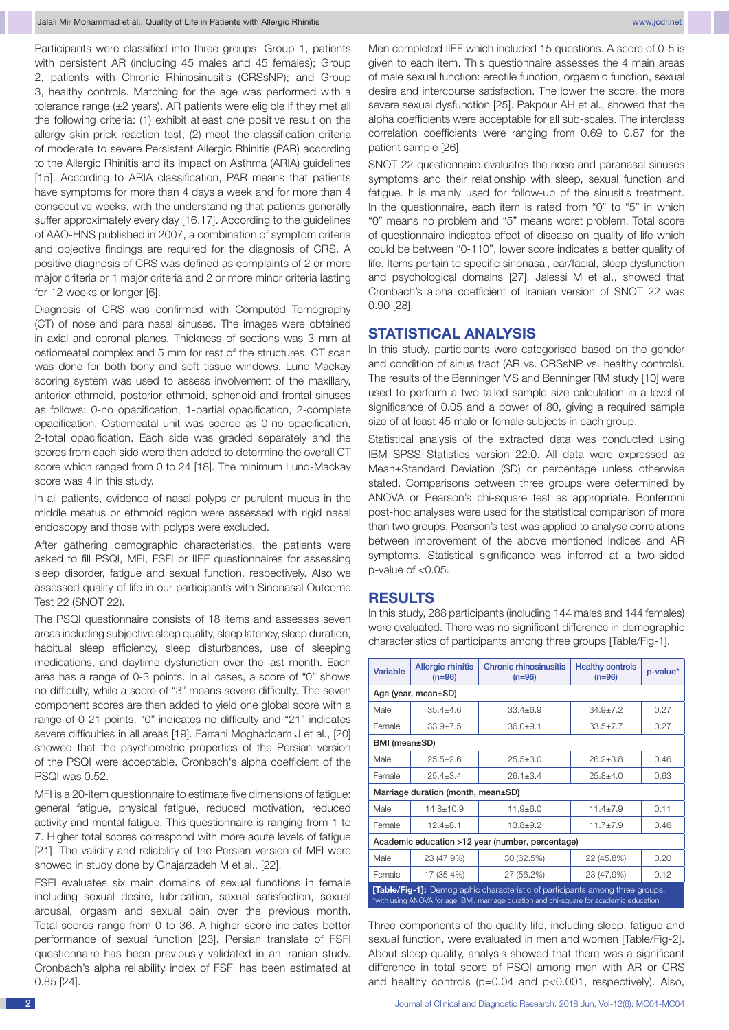Participants were classified into three groups: Group 1, patients with persistent AR (including 45 males and 45 females); Group 2, patients with Chronic Rhinosinusitis (CRSsNP); and Group 3, healthy controls. Matching for the age was performed with a tolerance range (±2 years). AR patients were eligible if they met all the following criteria: (1) exhibit atleast one positive result on the allergy skin prick reaction test, (2) meet the classification criteria of moderate to severe Persistent Allergic Rhinitis (PAR) according to the Allergic Rhinitis and its Impact on Asthma (ARIA) guidelines [15]. According to ARIA classification, PAR means that patients have symptoms for more than 4 days a week and for more than 4 consecutive weeks, with the understanding that patients generally suffer approximately every day [16,17]. According to the guidelines of AAO-HNS published in 2007, a combination of symptom criteria and objective findings are required for the diagnosis of CRS. A positive diagnosis of CRS was defined as complaints of 2 or more major criteria or 1 major criteria and 2 or more minor criteria lasting for 12 weeks or longer [6].

Diagnosis of CRS was confirmed with Computed Tomography (CT) of nose and para nasal sinuses. The images were obtained in axial and coronal planes. Thickness of sections was 3 mm at ostiomeatal complex and 5 mm for rest of the structures. CT scan was done for both bony and soft tissue windows. Lund-Mackay scoring system was used to assess involvement of the maxillary, anterior ethmoid, posterior ethmoid, sphenoid and frontal sinuses as follows: 0-no opacification, 1-partial opacification, 2-complete opacification. Ostiomeatal unit was scored as 0-no opacification, 2-total opacification. Each side was graded separately and the scores from each side were then added to determine the overall CT score which ranged from 0 to 24 [18]. The minimum Lund-Mackay score was 4 in this study.

In all patients, evidence of nasal polyps or purulent mucus in the middle meatus or ethmoid region were assessed with rigid nasal endoscopy and those with polyps were excluded.

After gathering demographic characteristics, the patients were asked to fill PSQI, MFI, FSFI or IIEF questionnaires for assessing sleep disorder, fatigue and sexual function, respectively. Also we assessed quality of life in our participants with Sinonasal Outcome Test 22 (SNOT 22).

The PSQI questionnaire consists of 18 items and assesses seven areas including subjective sleep quality, sleep latency, sleep duration, habitual sleep efficiency, sleep disturbances, use of sleeping medications, and daytime dysfunction over the last month. Each area has a range of 0-3 points. In all cases, a score of "0" shows no difficulty, while a score of "3" means severe difficulty. The seven component scores are then added to yield one global score with a range of 0-21 points. "0" indicates no difficulty and "21" indicates severe difficulties in all areas [19]. Farrahi Moghaddam J et al., [20] showed that the psychometric properties of the Persian version of the PSQI were acceptable. Cronbach's alpha coefficient of the PSQI was 0.52.

MFI is a 20-item questionnaire to estimate five dimensions of fatigue: general fatigue, physical fatigue, reduced motivation, reduced activity and mental fatigue. This questionnaire is ranging from 1 to 7. Higher total scores correspond with more acute levels of fatigue [21]. The validity and reliability of the Persian version of MFI were showed in study done by Ghajarzadeh M et al., [22].

FSFI evaluates six main domains of sexual functions in female including sexual desire, lubrication, sexual satisfaction, sexual arousal, orgasm and sexual pain over the previous month. Total scores range from 0 to 36. A higher score indicates better performance of sexual function [23]. Persian translate of FSFI questionnaire has been previously validated in an Iranian study. Cronbach's alpha reliability index of FSFI has been estimated at 0.85 [24].

Men completed IIEF which included 15 questions. A score of 0-5 is given to each item. This questionnaire assesses the 4 main areas of male sexual function: erectile function, orgasmic function, sexual desire and intercourse satisfaction. The lower the score, the more severe sexual dysfunction [25]. Pakpour AH et al., showed that the alpha coefficients were acceptable for all sub-scales. The interclass correlation coefficients were ranging from 0.69 to 0.87 for the patient sample [26].

SNOT 22 questionnaire evaluates the nose and paranasal sinuses symptoms and their relationship with sleep, sexual function and fatigue. It is mainly used for follow-up of the sinusitis treatment. In the questionnaire, each item is rated from "0" to "5" in which "0" means no problem and "5" means worst problem. Total score of questionnaire indicates effect of disease on quality of life which could be between "0-110", lower score indicates a better quality of life. Items pertain to specific sinonasal, ear/facial, sleep dysfunction and psychological domains [27]. Jalessi M et al., showed that Cronbach's alpha coefficient of Iranian version of SNOT 22 was 0.90 [28].

## STATISTICAL ANALYSIS

In this study, participants were categorised based on the gender and condition of sinus tract (AR vs. CRSsNP vs. healthy controls). The results of the Benninger MS and Benninger RM study [10] were used to perform a two-tailed sample size calculation in a level of significance of 0.05 and a power of 80, giving a required sample size of at least 45 male or female subjects in each group.

Statistical analysis of the extracted data was conducted using IBM SPSS Statistics version 22.0. All data were expressed as Mean±Standard Deviation (SD) or percentage unless otherwise stated. Comparisons between three groups were determined by ANOVA or Pearson's chi-square test as appropriate. Bonferroni post-hoc analyses were used for the statistical comparison of more than two groups. Pearson's test was applied to analyse correlations between improvement of the above mentioned indices and AR symptoms. Statistical significance was inferred at a two-sided p-value of <0.05.

## RESULTS

In this study, 288 participants (including 144 males and 144 females) were evaluated. There was no significant difference in demographic characteristics of participants among three groups [Table/Fig-1].

| Variable | Allergic rhinitis (n=96) | Chronic rhinosinusitis (n=96) | Healthy controls (n=96) | p-value* |
|---|---|---|---|---|
| Age (year, mean±SD) | | | | |
| Male | 35.4±4.6 | 33.4±6.9 | 34.9±7.2 | 0.27 |
| Female | 33.9±7.5 | 36.0±9.1 | 33.5±7.7 | 0.27 |
| BMI (mean±SD) | | | | |
| Male | 25.5±2.6 | 25.5±3.0 | 26.2±3.8 | 0.46 |
| Female | 25.4±3.4 | 26.1±3.4 | 25.8±4.0 | 0.63 |
| Marriage duration (month, mean±SD) | | | | |
| Male | 14.8±10.9 | 11.9±6.0 | 11.4±7.9 | 0.11 |
| Female | 12.4±8.1 | 13.8±9.2 | 11.7±7.9 | 0.46 |
| Academic education >12 year (number, percentage) | | | | |
| Male | 23 (47.9%) | 30 (62.5%) | 22 (45.8%) | 0.20 |
| Female | 17 (35.4%) | 27 (56.2%) | 23 (47.9%) | 0.12 |

**[Table/Fig-1]:** Demographic characteristic of participants among three groups.
*with using ANOVA for age, BMI, marriage duration and chi-square for academic education

Three components of the quality life, including sleep, fatigue and sexual function, were evaluated in men and women [Table/Fig-2]. About sleep quality, analysis showed that there was a significant difference in total score of PSQI among men with AR or CRS and healthy controls (p=0.04 and p<0.001, respectively). Also,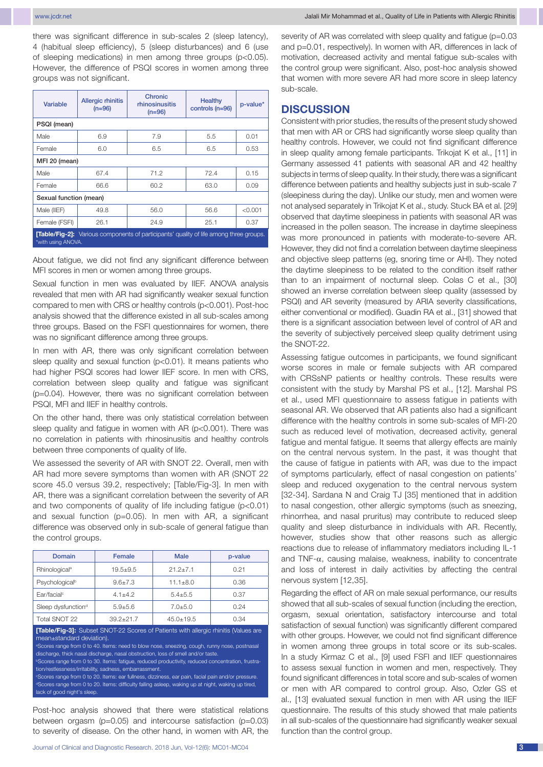there was significant difference in sub-scales 2 (sleep latency), 4 (habitual sleep efficiency), 5 (sleep disturbances) and 6 (use of sleeping medications) in men among three groups (p<0.05). However, the difference of PSQI scores in women among three groups was not significant.

| Variable | Allergic rhinitis (n=96) | Chronic rhinosinusitis (n=96) | Healthy controls (n=96) | p-value* |
|---|---|---|---|---|
| PSQI (mean) | | | | |
| Male | 6.9 | 7.9 | 5.5 | 0.01 |
| Female | 6.0 | 6.5 | 6.5 | 0.53 |
| MFI 20 (mean) | | | | |
| Male | 67.4 | 71.2 | 72.4 | 0.15 |
| Female | 66.6 | 60.2 | 63.0 | 0.09 |
| Sexual function (mean) | | | | |
| Male (IIEF) | 49.8 | 56.0 | 56.6 | <0.001 |
| Female (FSFI) | 26.1 | 24.9 | 25.1 | 0.37 |

**[Table/Fig-2]:** Various components of participants' quality of life among three groups. *with using ANOVA.

About fatigue, we did not find any significant difference between MFI scores in men or women among three groups.

Sexual function in men was evaluated by IIEF. ANOVA analysis revealed that men with AR had significantly weaker sexual function compared to men with CRS or healthy controls (p<0.001). Post-hoc analysis showed that the difference existed in all sub-scales among three groups. Based on the FSFI questionnaires for women, there was no significant difference among three groups.

In men with AR, there was only significant correlation between sleep quality and sexual function (p<0.01). It means patients who had higher PSQI scores had lower IIEF score. In men with CRS, correlation between sleep quality and fatigue was significant (p=0.04). However, there was no significant correlation between PSQI, MFI and IIEF in healthy controls.

On the other hand, there was only statistical correlation between sleep quality and fatigue in women with AR (p<0.001). There was no correlation in patients with rhinosinusitis and healthy controls between three components of quality of life.

We assessed the severity of AR with SNOT 22. Overall, men with AR had more severe symptoms than women with AR (SNOT 22 score 45.0 versus 39.2, respectively; [Table/Fig-3]. In men with AR, there was a significant correlation between the severity of AR and two components of quality of life including fatigue (p<0.01) and sexual function (p=0.05). In men with AR, a significant difference was observed only in sub-scale of general fatigue than the control groups.

| Domain | Female | Male | p-value |
|---|---|---|---|
| Rhinological[a] | 19.5±9.5 | 21.2±7.1 | 0.21 |
| Psychological[b] | 9.6±7.3 | 11.1±8.0 | 0.36 |
| Ear/facial[c] | 4.1±4.2 | 5.4±5.5 | 0.37 |
| Sleep dysfunction[d] | 5.9±5.6 | 7.0±5.0 | 0.24 |
| Total SNOT 22 | 39.2±21.7 | 45.0±19.5 | 0.34 |

**[Table/Fig-3]:** Subset SNOT-22 Scores of Patients with allergic rhinitis (Values are mean±standard deviation).
[a]Scores range from 0 to 40. Items: need to blow nose, sneezing, cough, runny nose, postnasal discharge, thick nasal discharge, nasal obstruction, loss of smell and/or taste.
[b]Scores range from 0 to 30. Items: fatigue, reduced productivity, reduced concentration, frustration/restlessness/irritability, sadness, embarrassment.
[c]Scores range from 0 to 20. Items: ear fullness, dizziness, ear pain, facial pain and/or pressure.
[d]Scores range from 0 to 20. Items: difficulty falling asleep, waking up at night, waking up tired, lack of good night's sleep.

Post-hoc analysis showed that there were statistical relations between orgasm (p=0.05) and intercourse satisfaction (p=0.03) to severity of disease. On the other hand, in women with AR, the severity of AR was correlated with sleep quality and fatigue (p=0.03 and p=0.01, respectively). In women with AR, differences in lack of motivation, decreased activity and mental fatigue sub-scales with the control group were significant. Also, post-hoc analysis showed that women with more severe AR had more score in sleep latency sub-scale.

## DISCUSSION

Consistent with prior studies, the results of the present study showed that men with AR or CRS had significantly worse sleep quality than healthy controls. However, we could not find significant difference in sleep quality among female participants. Trikojat K et al., [11] in Germany assessed 41 patients with seasonal AR and 42 healthy subjects in terms of sleep quality. In their study, there was a significant difference between patients and healthy subjects just in sub-scale 7 (sleepiness during the day). Unlike our study, men and women were not analysed separately in Trikojat K et al., study. Stuck BA et al. [29] observed that daytime sleepiness in patients with seasonal AR was increased in the pollen season. The increase in daytime sleepiness was more pronounced in patients with moderate-to-severe AR. However, they did not find a correlation between daytime sleepiness and objective sleep patterns (eg, snoring time or AHI). They noted the daytime sleepiness to be related to the condition itself rather than to an impairment of nocturnal sleep. Colas C et al., [30] showed an inverse correlation between sleep quality (assessed by PSQI) and AR severity (measured by ARIA severity classifications, either conventional or modified). Guadin RA et al., [31] showed that there is a significant association between level of control of AR and the severity of subjectively perceived sleep quality detriment using the SNOT-22.

Assessing fatigue outcomes in participants, we found significant worse scores in male or female subjects with AR compared with CRSsNP patients or healthy controls. These results were consistent with the study by Marshal PS et al., [12]. Marshal PS et al., used MFI questionnaire to assess fatigue in patients with seasonal AR. We observed that AR patients also had a significant difference with the healthy controls in some sub-scales of MFI-20 such as reduced level of motivation, decreased activity, general fatigue and mental fatigue. It seems that allergy effects are mainly on the central nervous system. In the past, it was thought that the cause of fatigue in patients with AR, was due to the impact of symptoms particularly, effect of nasal congestion on patients' sleep and reduced oxygenation to the central nervous system [32-34]. Sardana N and Craig TJ [35] mentioned that in addition to nasal congestion, other allergic symptoms (such as sneezing, rhinorrhea, and nasal pruritus) may contribute to reduced sleep quality and sleep disturbance in individuals with AR. Recently, however, studies show that other reasons such as allergic reactions due to release of inflammatory mediators including IL-1 and TNF-α, causing malaise, weakness, inability to concentrate and loss of interest in daily activities by affecting the central nervous system [12,35].

Regarding the effect of AR on male sexual performance, our results showed that all sub-scales of sexual function (including the erection, orgasm, sexual orientation, satisfactory intercourse and total satisfaction of sexual function) was significantly different compared with other groups. However, we could not find significant difference in women among three groups in total score or its sub-scales. In a study Kirmaz C et al., [9] used FSFI and IIEF questionnaires to assess sexual function in women and men, respectively. They found significant differences in total score and sub-scales of women or men with AR compared to control group. Also, Ozler GS et al., [13] evaluated sexual function in men with AR using the IIEF questionnaire. The results of this study showed that male patients in all sub-scales of the questionnaire had significantly weaker sexual function than the control group.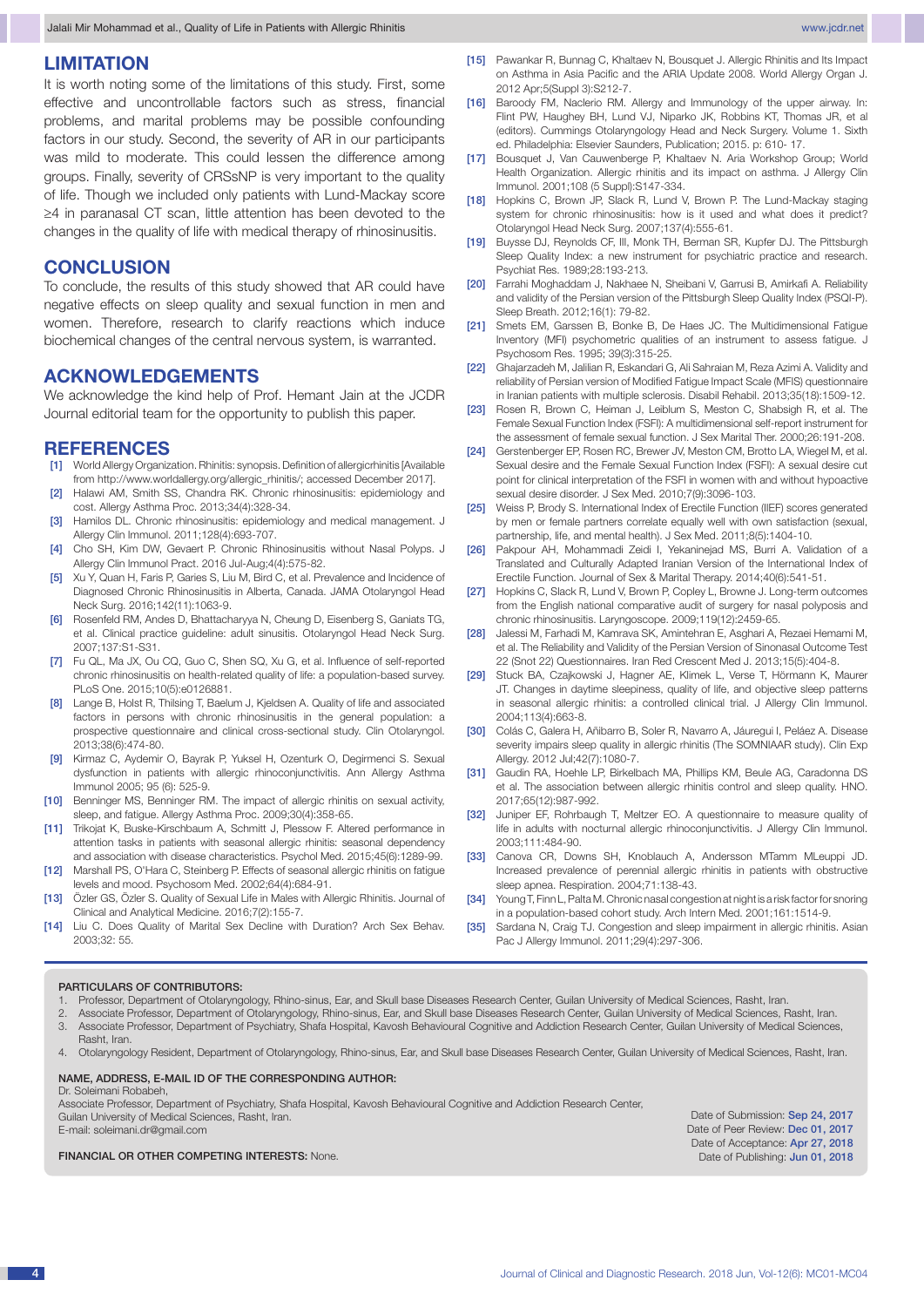## LIMITATION

It is worth noting some of the limitations of this study. First, some effective and uncontrollable factors such as stress, financial problems, and marital problems may be possible confounding factors in our study. Second, the severity of AR in our participants was mild to moderate. This could lessen the difference among groups. Finally, severity of CRSsNP is very important to the quality of life. Though we included only patients with Lund-Mackay score ≥4 in paranasal CT scan, little attention has been devoted to the changes in the quality of life with medical therapy of rhinosinusitis.

## CONCLUSION

To conclude, the results of this study showed that AR could have negative effects on sleep quality and sexual function in men and women. Therefore, research to clarify reactions which induce biochemical changes of the central nervous system, is warranted.

## ACKNOWLEDGEMENTS

We acknowledge the kind help of Prof. Hemant Jain at the JCDR Journal editorial team for the opportunity to publish this paper.

## REFERENCES

[1] World Allergy Organization. Rhinitis: synopsis. Definition of allergicrhinitis [Available from http://www.worldallergy.org/allergic_rhinitis/; accessed December 2017].

[2] Halawi AM, Smith SS, Chandra RK. Chronic rhinosinusitis: epidemiology and cost. Allergy Asthma Proc. 2013;34(4):328-34.

[3] Hamilos DL. Chronic rhinosinusitis: epidemiology and medical management. J Allergy Clin Immunol. 2011;128(4):693-707.

[4] Cho SH, Kim DW, Gevaert P. Chronic Rhinosinusitis without Nasal Polyps. J Allergy Clin Immunol Pract. 2016 Jul-Aug;4(4):575-82.

[5] Xu Y, Quan H, Faris P, Garies S, Liu M, Bird C, et al. Prevalence and Incidence of Diagnosed Chronic Rhinosinusitis in Alberta, Canada. JAMA Otolaryngol Head Neck Surg. 2016;142(11):1063-9.

[6] Rosenfeld RM, Andes D, Bhattacharyya N, Cheung D, Eisenberg S, Ganiats TG, et al. Clinical practice guideline: adult sinusitis. Otolaryngol Head Neck Surg. 2007;137:S1-S31.

[7] Fu QL, Ma JX, Ou CQ, Guo C, Shen SQ, Xu G, et al. Influence of self-reported chronic rhinosinusitis on health-related quality of life: a population-based survey. PLoS One. 2015;10(5):e0126881.

[8] Lange B, Holst R, Thilsing T, Baelum J, Kjeldsen A. Quality of life and associated factors in persons with chronic rhinosinusitis in the general population: a prospective questionnaire and clinical cross-sectional study. Clin Otolaryngol. 2013;38(6):474-80.

[9] Kirmaz C, Aydemir O, Bayrak P, Yuksel H, Ozenturk O, Degirmenci S. Sexual dysfunction in patients with allergic rhinoconjunctivitis. Ann Allergy Asthma Immunol 2005; 95 (6): 525-9.

[10] Benninger MS, Benninger RM. The impact of allergic rhinitis on sexual activity, sleep, and fatigue. Allergy Asthma Proc. 2009;30(4):358-65.

[11] Trikojat K, Buske-Kirschbaum A, Schmitt J, Plessow F. Altered performance in attention tasks in patients with seasonal allergic rhinitis: seasonal dependency and association with disease characteristics. Psychol Med. 2015;45(6):1289-99.

[12] Marshall PS, O'Hara C, Steinberg P. Effects of seasonal allergic rhinitis on fatigue levels and mood. Psychosom Med. 2002;64(4):684-91.

[13] Özler GS, Özler S. Quality of Sexual Life in Males with Allergic Rhinitis. Journal of Clinical and Analytical Medicine. 2016;7(2):155-7.

[14] Liu C. Does Quality of Marital Sex Decline with Duration? Arch Sex Behav. 2003;32: 55.

[15] Pawankar R, Bunnag C, Khaltaev N, Bousquet J. Allergic Rhinitis and Its Impact on Asthma in Asia Pacific and the ARIA Update 2008. World Allergy Organ J. 2012 Apr;5(Suppl 3):S212-7.

[16] Baroody FM, Naclerio RM. Allergy and Immunology of the upper airway. In: Flint PW, Haughey BH, Lund VJ, Niparko JK, Robbins KT, Thomas JR, et al (editors). Cummings Otolaryngology Head and Neck Surgery. Volume 1. Sixth ed. Philadelphia: Elsevier Saunders, Publication; 2015. p: 610- 17.

[17] Bousquet J, Van Cauwenberge P, Khaltaev N. Aria Workshop Group; World Health Organization. Allergic rhinitis and its impact on asthma. J Allergy Clin Immunol. 2001;108 (5 Suppl):S147-334.

[18] Hopkins C, Brown JP, Slack R, Lund V, Brown P. The Lund-Mackay staging system for chronic rhinosinusitis: how is it used and what does it predict? Otolaryngol Head Neck Surg. 2007;137(4):555-61.

[19] Buysse DJ, Reynolds CF, III, Monk TH, Berman SR, Kupfer DJ. The Pittsburgh Sleep Quality Index: a new instrument for psychiatric practice and research. Psychiat Res. 1989;28:193-213.

[20] Farrahi Moghaddam J, Nakhaee N, Sheibani V, Garrusi B, Amirkafi A. Reliability and validity of the Persian version of the Pittsburgh Sleep Quality Index (PSQI-P). Sleep Breath. 2012;16(1): 79-82.

[21] Smets EM, Garssen B, Bonke B, De Haes JC. The Multidimensional Fatigue Inventory (MFI) psychometric qualities of an instrument to assess fatigue. J Psychosom Res. 1995; 39(3):315-25.

[22] Ghajarzadeh M, Jalilian R, Eskandari G, Ali Sahraian M, Reza Azimi A. Validity and reliability of Persian version of Modified Fatigue Impact Scale (MFIS) questionnaire in Iranian patients with multiple sclerosis. Disabil Rehabil. 2013;35(18):1509-12.

[23] Rosen R, Brown C, Heiman J, Leiblum S, Meston C, Shabsigh R, et al. The Female Sexual Function Index (FSFI): A multidimensional self-report instrument for the assessment of female sexual function. J Sex Marital Ther. 2000;26:191-208.

[24] Gerstenberger EP, Rosen RC, Brewer JV, Meston CM, Brotto LA, Wiegel M, et al. Sexual desire and the Female Sexual Function Index (FSFI): A sexual desire cut point for clinical interpretation of the FSFI in women with and without hypoactive sexual desire disorder. J Sex Med. 2010;7(9):3096-103.

[25] Weiss P, Brody S. International Index of Erectile Function (IIEF) scores generated by men or female partners correlate equally well with own satisfaction (sexual, partnership, life, and mental health). J Sex Med. 2011;8(5):1404-10.

[26] Pakpour AH, Mohammadi Zeidi I, Yekaninejad MS, Burri A. Validation of a Translated and Culturally Adapted Iranian Version of the International Index of Erectile Function. Journal of Sex & Marital Therapy. 2014;40(6):541-51.

[27] Hopkins C, Slack R, Lund V, Brown P, Copley L, Browne J. Long-term outcomes from the English national comparative audit of surgery for nasal polyposis and chronic rhinosinusitis. Laryngoscope. 2009;119(12):2459-65.

[28] Jalessi M, Farhadi M, Kamrava SK, Amintehran E, Asghari A, Rezaei Hemami M, et al. The Reliability and Validity of the Persian Version of Sinonasal Outcome Test 22 (Snot 22) Questionnaires. Iran Red Crescent Med J. 2013;15(5):404-8.

[29] Stuck BA, Czajkowski J, Hagner AE, Klimek L, Verse T, Hörmann K, Maurer JT. Changes in daytime sleepiness, quality of life, and objective sleep patterns in seasonal allergic rhinitis: a controlled clinical trial. J Allergy Clin Immunol. 2004;113(4):663-8.

[30] Colás C, Galera H, Añibarro B, Soler R, Navarro A, Jáuregui I, Peláez A. Disease severity impairs sleep quality in allergic rhinitis (The SOMNIAAR study). Clin Exp Allergy. 2012 Jul;42(7):1080-7.

[31] Gaudin RA, Hoehle LP, Birkelbach MA, Phillips KM, Beule AG, Caradonna DS et al. The association between allergic rhinitis control and sleep quality. HNO. 2017;65(12):987-992.

[32] Juniper EF, Rohrbaugh T, Meltzer EO. A questionnaire to measure quality of life in adults with nocturnal allergic rhinoconjunctivitis. J Allergy Clin Immunol. 2003;111:484-90.

[33] Canova CR, Downs SH, Knoblauch A, Andersson MTamm MLeuppi JD. Increased prevalence of perennial allergic rhinitis in patients with obstructive sleep apnea. Respiration. 2004;71:138-43.

[34] Young T, Finn L, Palta M. Chronic nasal congestion at night is a risk factor for snoring in a population-based cohort study. Arch Intern Med. 2001;161:1514-9.

[35] Sardana N, Craig TJ. Congestion and sleep impairment in allergic rhinitis. Asian Pac J Allergy Immunol. 2011;29(4):297-306.

**PARTICULARS OF CONTRIBUTORS:**

1. Professor, Department of Otolaryngology, Rhino-sinus, Ear, and Skull base Diseases Research Center, Guilan University of Medical Sciences, Rasht, Iran.
2. Associate Professor, Department of Otolaryngology, Rhino-sinus, Ear, and Skull base Diseases Research Center, Guilan University of Medical Sciences, Rasht, Iran.
3. Associate Professor, Department of Psychiatry, Shafa Hospital, Kavosh Behavioural Cognitive and Addiction Research Center, Guilan University of Medical Sciences, Rasht, Iran.
4. Otolaryngology Resident, Department of Otolaryngology, Rhino-sinus, Ear, and Skull base Diseases Research Center, Guilan University of Medical Sciences, Rasht, Iran.

**NAME, ADDRESS, E-MAIL ID OF THE CORRESPONDING AUTHOR:**

Dr. Soleimani Robabeh,
Associate Professor, Department of Psychiatry, Shafa Hospital, Kavosh Behavioural Cognitive and Addiction Research Center,
Guilan University of Medical Sciences, Rasht, Iran.
E-mail: soleimani.dr@gmail.com

**FINANCIAL OR OTHER COMPETING INTERESTS:** None.

Date of Submission: Sep 24, 2017
Date of Peer Review: Dec 01, 2017
Date of Acceptance: Apr 27, 2018
Date of Publishing: Jun 01, 2018